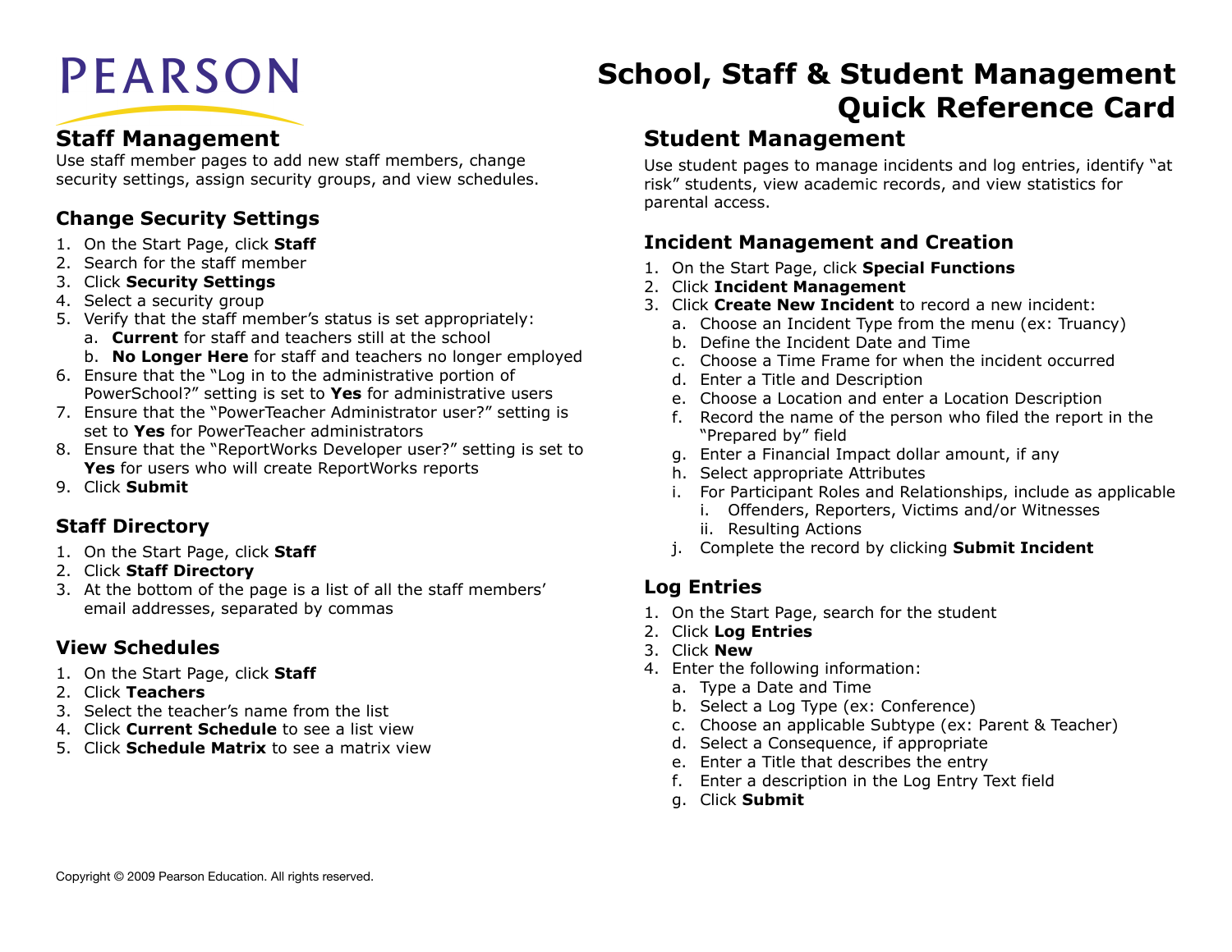PEARSON

# School, Staff & Student Management Quick Reference Card

## Staff Management

Use staff member pages to add new staff members, change security settings, assign security groups, and view schedules.

### Change Security Settings

1. On the Start Page, click **Staff**
2. Search for the staff member
3. Click **Security Settings**
4. Select a security group
5. Verify that the staff member's status is set appropriately:
   a. **Current** for staff and teachers still at the school
   b. **No Longer Here** for staff and teachers no longer employed
6. Ensure that the "Log in to the administrative portion of PowerSchool?" setting is set to **Yes** for administrative users
7. Ensure that the "PowerTeacher Administrator user?" setting is set to **Yes** for PowerTeacher administrators
8. Ensure that the "ReportWorks Developer user?" setting is set to **Yes** for users who will create ReportWorks reports
9. Click **Submit**

### Staff Directory

1. On the Start Page, click **Staff**
2. Click **Staff Directory**
3. At the bottom of the page is a list of all the staff members' email addresses, separated by commas

### View Schedules

1. On the Start Page, click **Staff**
2. Click **Teachers**
3. Select the teacher's name from the list
4. Click **Current Schedule** to see a list view
5. Click **Schedule Matrix** to see a matrix view

## Student Management

Use student pages to manage incidents and log entries, identify "at risk" students, view academic records, and view statistics for parental access.

### Incident Management and Creation

1. On the Start Page, click **Special Functions**
2. Click **Incident Management**
3. Click **Create New Incident** to record a new incident:
   a. Choose an Incident Type from the menu (ex: Truancy)
   b. Define the Incident Date and Time
   c. Choose a Time Frame for when the incident occurred
   d. Enter a Title and Description
   e. Choose a Location and enter a Location Description
   f. Record the name of the person who filed the report in the "Prepared by" field
   g. Enter a Financial Impact dollar amount, if any
   h. Select appropriate Attributes
   i. For Participant Roles and Relationships, include as applicable
      i. Offenders, Reporters, Victims and/or Witnesses
      ii. Resulting Actions
   j. Complete the record by clicking **Submit Incident**

### Log Entries

1. On the Start Page, search for the student
2. Click **Log Entries**
3. Click **New**
4. Enter the following information:
   a. Type a Date and Time
   b. Select a Log Type (ex: Conference)
   c. Choose an applicable Subtype (ex: Parent & Teacher)
   d. Select a Consequence, if appropriate
   e. Enter a Title that describes the entry
   f. Enter a description in the Log Entry Text field
   g. Click **Submit**

Copyright © 2009 Pearson Education. All rights reserved.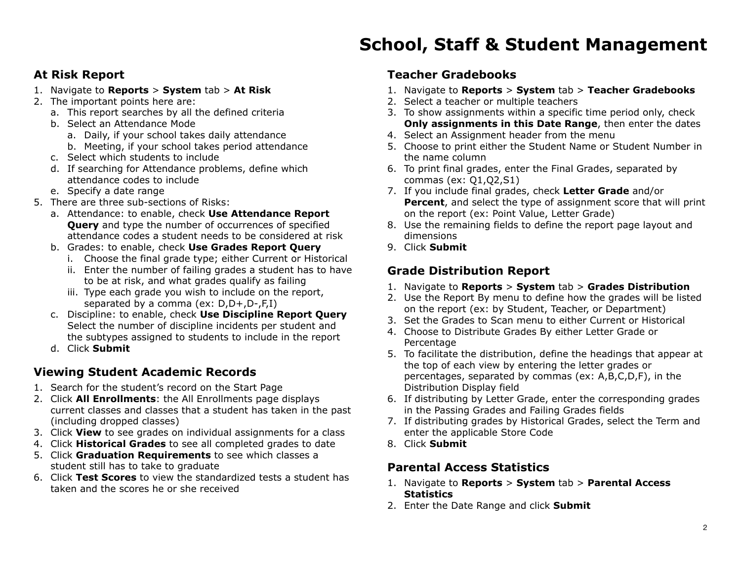# School, Staff & Student Management

## At Risk Report

1. Navigate to **Reports** > **System** tab > **At Risk**
2. The important points here are:
   a. This report searches by all the defined criteria
   b. Select an Attendance Mode
      a. Daily, if your school takes daily attendance
      b. Meeting, if your school takes period attendance
   c. Select which students to include
   d. If searching for Attendance problems, define which attendance codes to include
   e. Specify a date range
5. There are three sub-sections of Risks:
   a. Attendance: to enable, check **Use Attendance Report Query** and type the number of occurrences of specified attendance codes a student needs to be considered at risk
   b. Grades: to enable, check **Use Grades Report Query**
      i. Choose the final grade type; either Current or Historical
      ii. Enter the number of failing grades a student has to have to be at risk, and what grades qualify as failing
      iii. Type each grade you wish to include on the report, separated by a comma (ex: D,D+,D-,F,I)
   c. Discipline: to enable, check **Use Discipline Report Query** Select the number of discipline incidents per student and the subtypes assigned to students to include in the report
   d. Click **Submit**

## Viewing Student Academic Records

1. Search for the student's record on the Start Page
2. Click **All Enrollments**: the All Enrollments page displays current classes and classes that a student has taken in the past (including dropped classes)
3. Click **View** to see grades on individual assignments for a class
4. Click **Historical Grades** to see all completed grades to date
5. Click **Graduation Requirements** to see which classes a student still has to take to graduate
6. Click **Test Scores** to view the standardized tests a student has taken and the scores he or she received

## Teacher Gradebooks

1. Navigate to **Reports** > **System** tab > **Teacher Gradebooks**
2. Select a teacher or multiple teachers
3. To show assignments within a specific time period only, check **Only assignments in this Date Range**, then enter the dates
4. Select an Assignment header from the menu
5. Choose to print either the Student Name or Student Number in the name column
6. To print final grades, enter the Final Grades, separated by commas (ex: Q1,Q2,S1)
7. If you include final grades, check **Letter Grade** and/or **Percent**, and select the type of assignment score that will print on the report (ex: Point Value, Letter Grade)
8. Use the remaining fields to define the report page layout and dimensions
9. Click **Submit**

## Grade Distribution Report

1. Navigate to **Reports** > **System** tab > **Grades Distribution**
2. Use the Report By menu to define how the grades will be listed on the report (ex: by Student, Teacher, or Department)
3. Set the Grades to Scan menu to either Current or Historical
4. Choose to Distribute Grades By either Letter Grade or Percentage
5. To facilitate the distribution, define the headings that appear at the top of each view by entering the letter grades or percentages, separated by commas (ex: A,B,C,D,F), in the Distribution Display field
6. If distributing by Letter Grade, enter the corresponding grades in the Passing Grades and Failing Grades fields
7. If distributing grades by Historical Grades, select the Term and enter the applicable Store Code
8. Click **Submit**

## Parental Access Statistics

1. Navigate to **Reports** > **System** tab > **Parental Access Statistics**
2. Enter the Date Range and click **Submit**